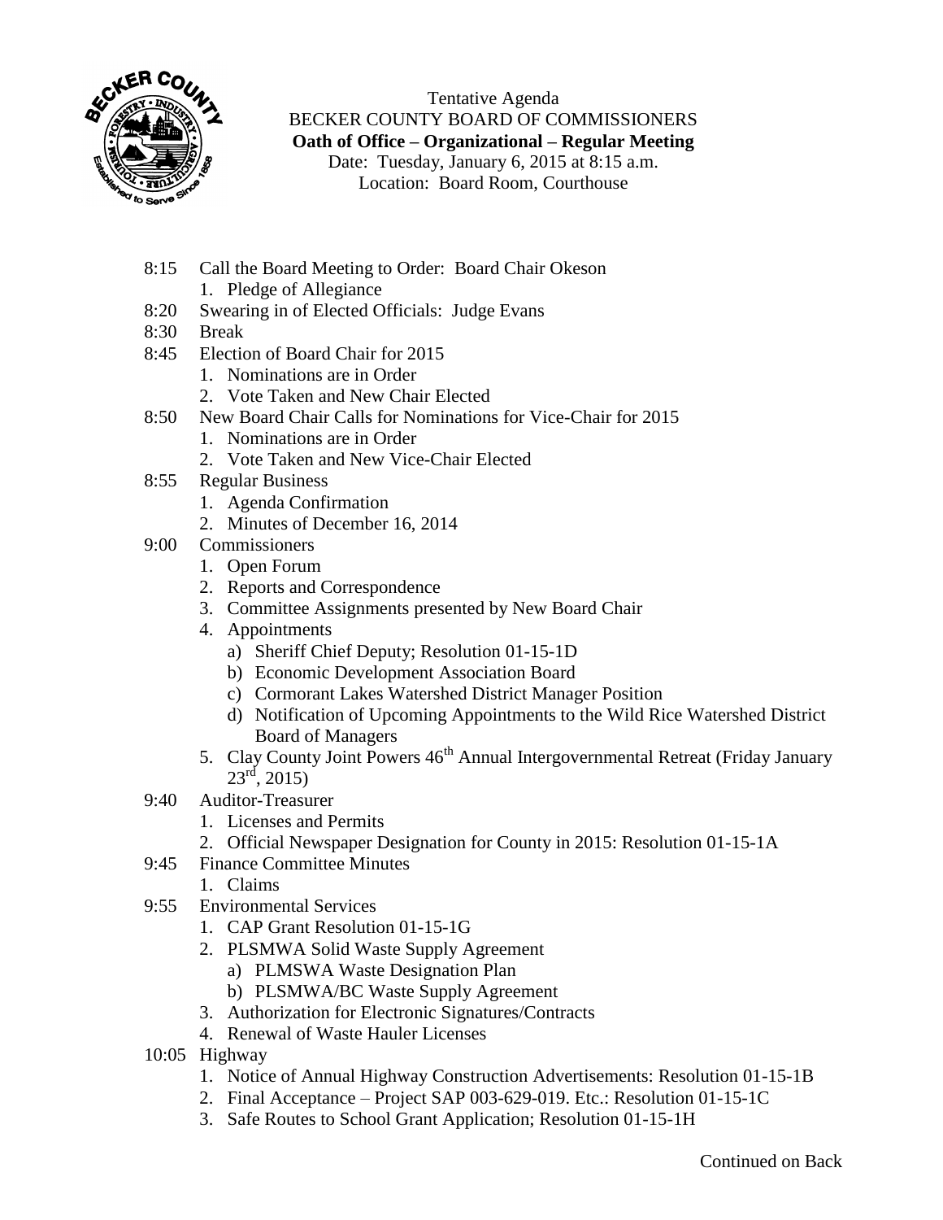Tentative Agenda

BECKER COUNTY BOARD OF COMMISSIONERS

**Oath of Office – Organizational – Regular Meeting**

Date: Tuesday, January 6, 2015 at 8:15 a.m.

Location: Board Room, Courthouse

- 8:15 Call the Board Meeting to Order: Board Chair Okeson
  1. Pledge of Allegiance
- 8:20 Swearing in of Elected Officials: Judge Evans
- 8:30 Break
- 8:45 Election of Board Chair for 2015
  1. Nominations are in Order
  2. Vote Taken and New Chair Elected
- 8:50 New Board Chair Calls for Nominations for Vice-Chair for 2015
  1. Nominations are in Order
  2. Vote Taken and New Vice-Chair Elected
- 8:55 Regular Business
  1. Agenda Confirmation
  2. Minutes of December 16, 2014
- 9:00 Commissioners
  1. Open Forum
  2. Reports and Correspondence
  3. Committee Assignments presented by New Board Chair
  4. Appointments
     a) Sheriff Chief Deputy; Resolution 01-15-1D
     b) Economic Development Association Board
     c) Cormorant Lakes Watershed District Manager Position
     d) Notification of Upcoming Appointments to the Wild Rice Watershed District Board of Managers
  5. Clay County Joint Powers 46th Annual Intergovernmental Retreat (Friday January 23rd, 2015)
- 9:40 Auditor-Treasurer
  1. Licenses and Permits
  2. Official Newspaper Designation for County in 2015: Resolution 01-15-1A
- 9:45 Finance Committee Minutes
  1. Claims
- 9:55 Environmental Services
  1. CAP Grant Resolution 01-15-1G
  2. PLSMWA Solid Waste Supply Agreement
     a) PLMSWA Waste Designation Plan
     b) PLSMWA/BC Waste Supply Agreement
  3. Authorization for Electronic Signatures/Contracts
  4. Renewal of Waste Hauler Licenses
- 10:05 Highway
  1. Notice of Annual Highway Construction Advertisements: Resolution 01-15-1B
  2. Final Acceptance – Project SAP 003-629-019. Etc.: Resolution 01-15-1C
  3. Safe Routes to School Grant Application; Resolution 01-15-1H

Continued on Back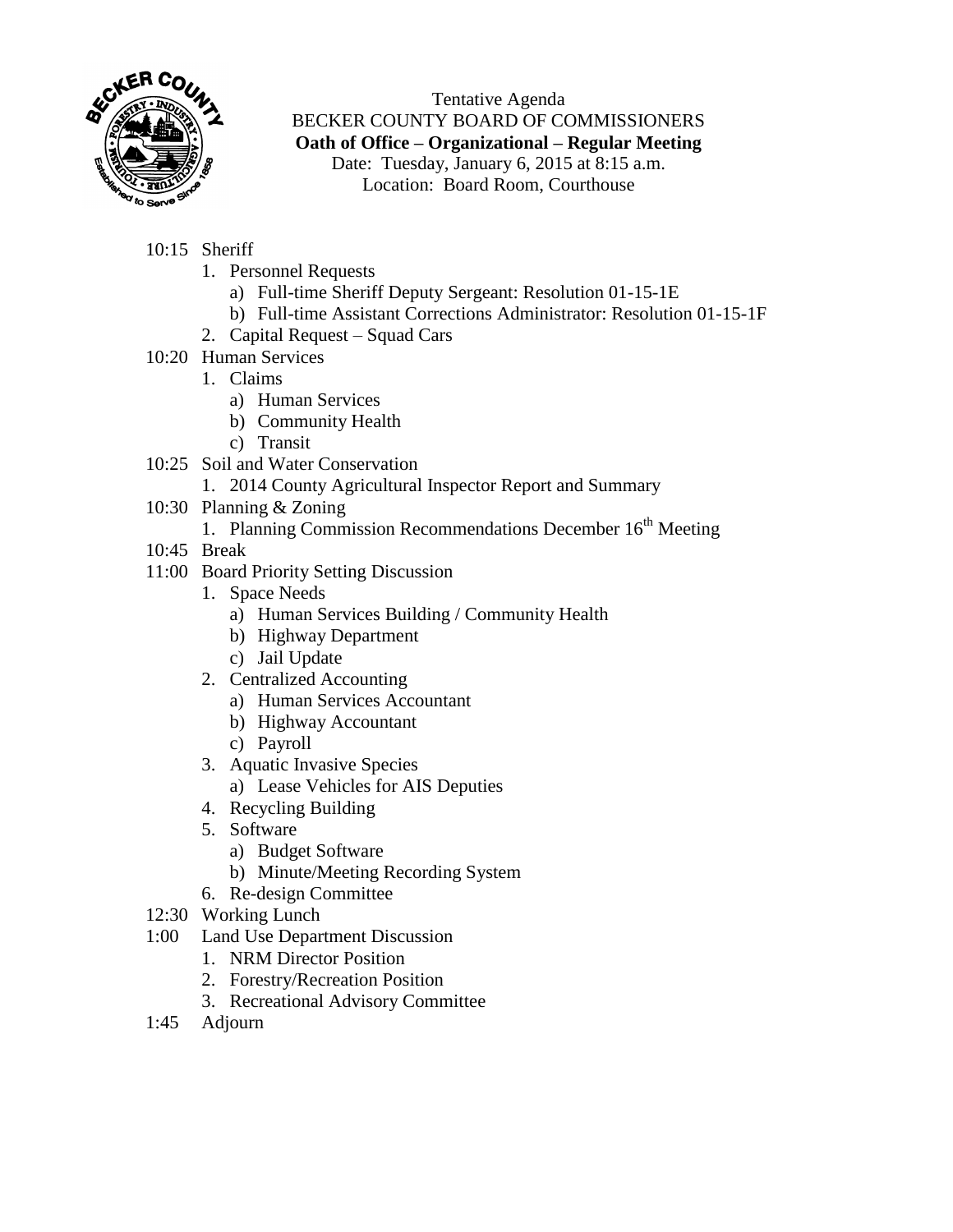Tentative Agenda
BECKER COUNTY BOARD OF COMMISSIONERS
**Oath of Office – Organizational – Regular Meeting**
Date: Tuesday, January 6, 2015 at 8:15 a.m.
Location: Board Room, Courthouse

- 10:15 Sheriff
  1. Personnel Requests
     - a) Full-time Sheriff Deputy Sergeant: Resolution 01-15-1E
     - b) Full-time Assistant Corrections Administrator: Resolution 01-15-1F
  2. Capital Request – Squad Cars
- 10:20 Human Services
  1. Claims
     - a) Human Services
     - b) Community Health
     - c) Transit
- 10:25 Soil and Water Conservation
  1. 2014 County Agricultural Inspector Report and Summary
- 10:30 Planning & Zoning
  1. Planning Commission Recommendations December 16th Meeting
- 10:45 Break
- 11:00 Board Priority Setting Discussion
  1. Space Needs
     - a) Human Services Building / Community Health
     - b) Highway Department
     - c) Jail Update
  2. Centralized Accounting
     - a) Human Services Accountant
     - b) Highway Accountant
     - c) Payroll
  3. Aquatic Invasive Species
     - a) Lease Vehicles for AIS Deputies
  4. Recycling Building
  5. Software
     - a) Budget Software
     - b) Minute/Meeting Recording System
  6. Re-design Committee
- 12:30 Working Lunch
- 1:00 Land Use Department Discussion
  1. NRM Director Position
  2. Forestry/Recreation Position
  3. Recreational Advisory Committee
- 1:45 Adjourn